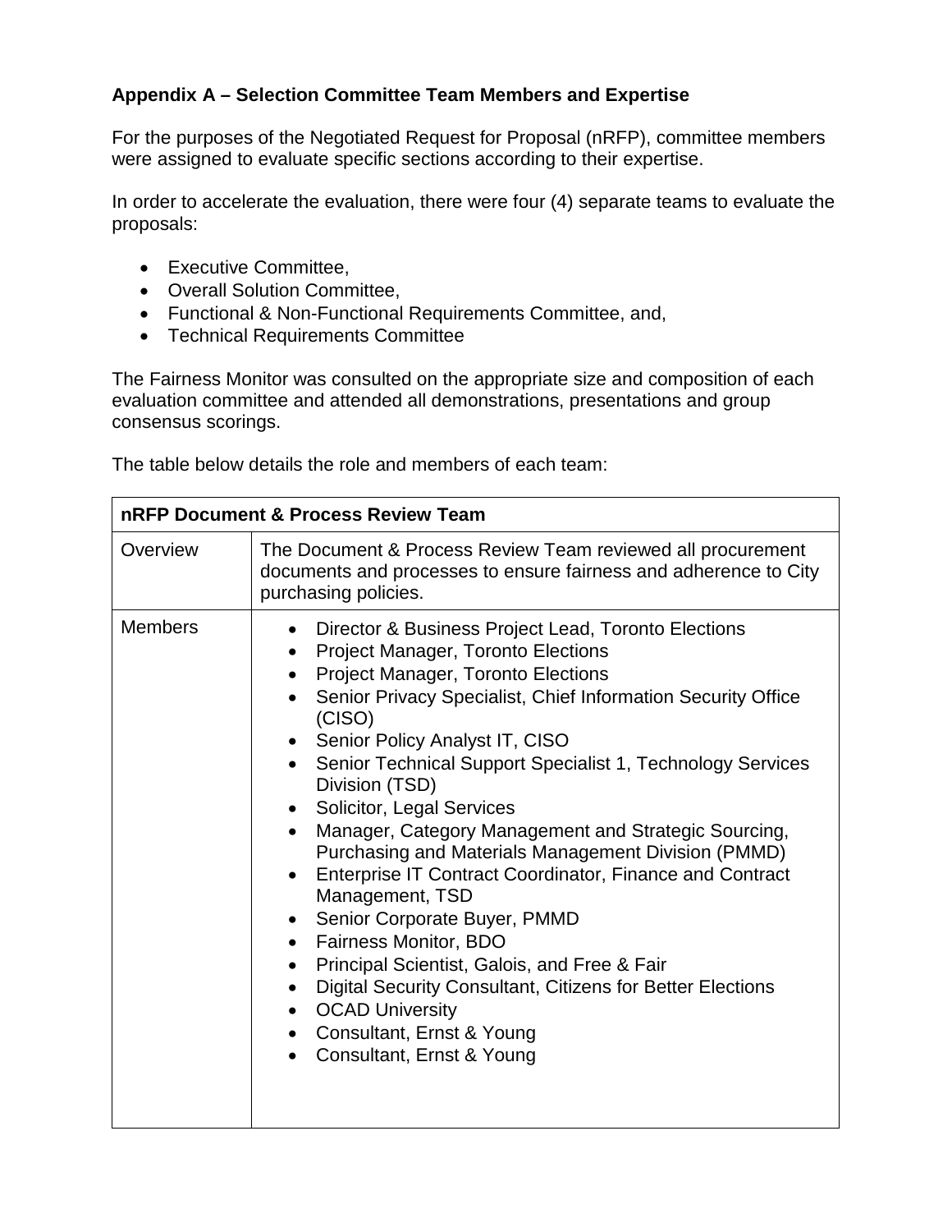### Appendix A – Selection Committee Team Members and Expertise

For the purposes of the Negotiated Request for Proposal (nRFP), committee members were assigned to evaluate specific sections according to their expertise.

In order to accelerate the evaluation, there were four (4) separate teams to evaluate the proposals:

- Executive Committee,
- Overall Solution Committee,
- Functional & Non-Functional Requirements Committee, and,
- Technical Requirements Committee

The Fairness Monitor was consulted on the appropriate size and composition of each evaluation committee and attended all demonstrations, presentations and group consensus scorings.

The table below details the role and members of each team:

| **nRFP Document & Process Review Team** | |
|---|---|
| Overview | The Document & Process Review Team reviewed all procurement documents and processes to ensure fairness and adherence to City purchasing policies. |
| Members | • Director & Business Project Lead, Toronto Elections<br>• Project Manager, Toronto Elections<br>• Project Manager, Toronto Elections<br>• Senior Privacy Specialist, Chief Information Security Office (CISO)<br>• Senior Policy Analyst IT, CISO<br>• Senior Technical Support Specialist 1, Technology Services Division (TSD)<br>• Solicitor, Legal Services<br>• Manager, Category Management and Strategic Sourcing, Purchasing and Materials Management Division (PMMD)<br>• Enterprise IT Contract Coordinator, Finance and Contract Management, TSD<br>• Senior Corporate Buyer, PMMD<br>• Fairness Monitor, BDO<br>• Principal Scientist, Galois, and Free & Fair<br>• Digital Security Consultant, Citizens for Better Elections<br>• OCAD University<br>• Consultant, Ernst & Young<br>• Consultant, Ernst & Young |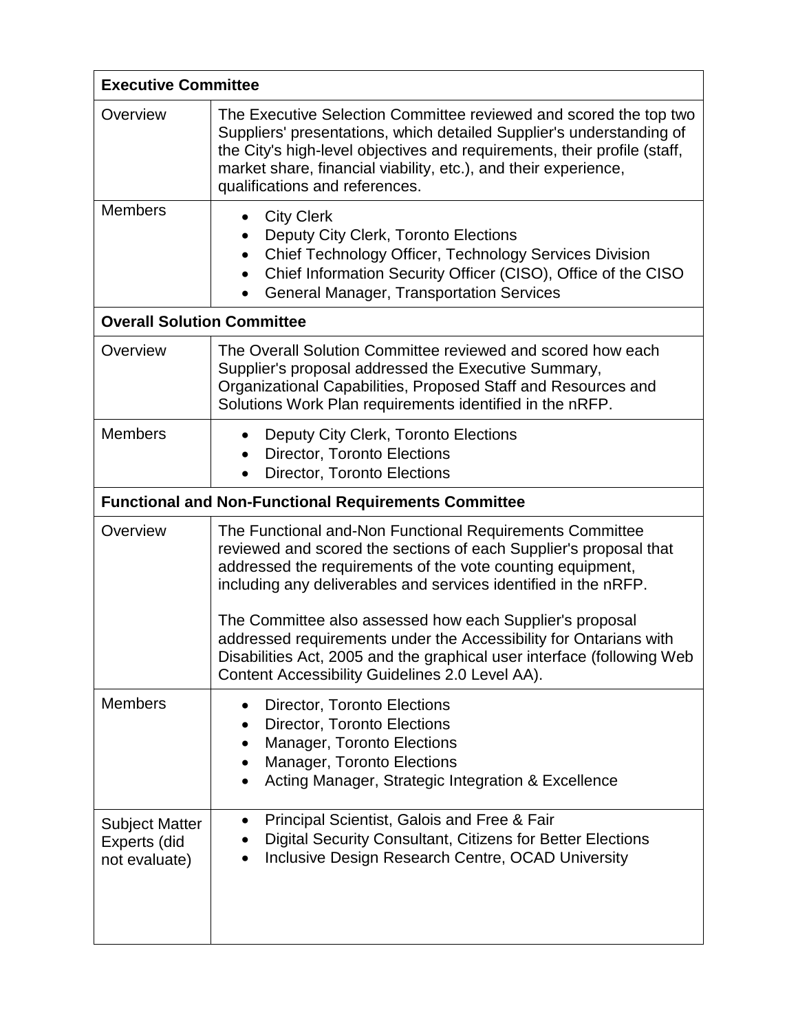| **Executive Committee** | |
| --- | --- |
| Overview | The Executive Selection Committee reviewed and scored the top two Suppliers' presentations, which detailed Supplier's understanding of the City's high-level objectives and requirements, their profile (staff, market share, financial viability, etc.), and their experience, qualifications and references. |
| Members | • City Clerk<br>• Deputy City Clerk, Toronto Elections<br>• Chief Technology Officer, Technology Services Division<br>• Chief Information Security Officer (CISO), Office of the CISO<br>• General Manager, Transportation Services |
| **Overall Solution Committee** | |
| Overview | The Overall Solution Committee reviewed and scored how each Supplier's proposal addressed the Executive Summary, Organizational Capabilities, Proposed Staff and Resources and Solutions Work Plan requirements identified in the nRFP. |
| Members | • Deputy City Clerk, Toronto Elections<br>• Director, Toronto Elections<br>• Director, Toronto Elections |
| **Functional and Non-Functional Requirements Committee** | |
| Overview | The Functional and-Non Functional Requirements Committee reviewed and scored the sections of each Supplier's proposal that addressed the requirements of the vote counting equipment, including any deliverables and services identified in the nRFP.<br><br>The Committee also assessed how each Supplier's proposal addressed requirements under the Accessibility for Ontarians with Disabilities Act, 2005 and the graphical user interface (following Web Content Accessibility Guidelines 2.0 Level AA). |
| Members | • Director, Toronto Elections<br>• Director, Toronto Elections<br>• Manager, Toronto Elections<br>• Manager, Toronto Elections<br>• Acting Manager, Strategic Integration & Excellence |
| Subject Matter Experts (did not evaluate) | • Principal Scientist, Galois and Free & Fair<br>• Digital Security Consultant, Citizens for Better Elections<br>• Inclusive Design Research Centre, OCAD University |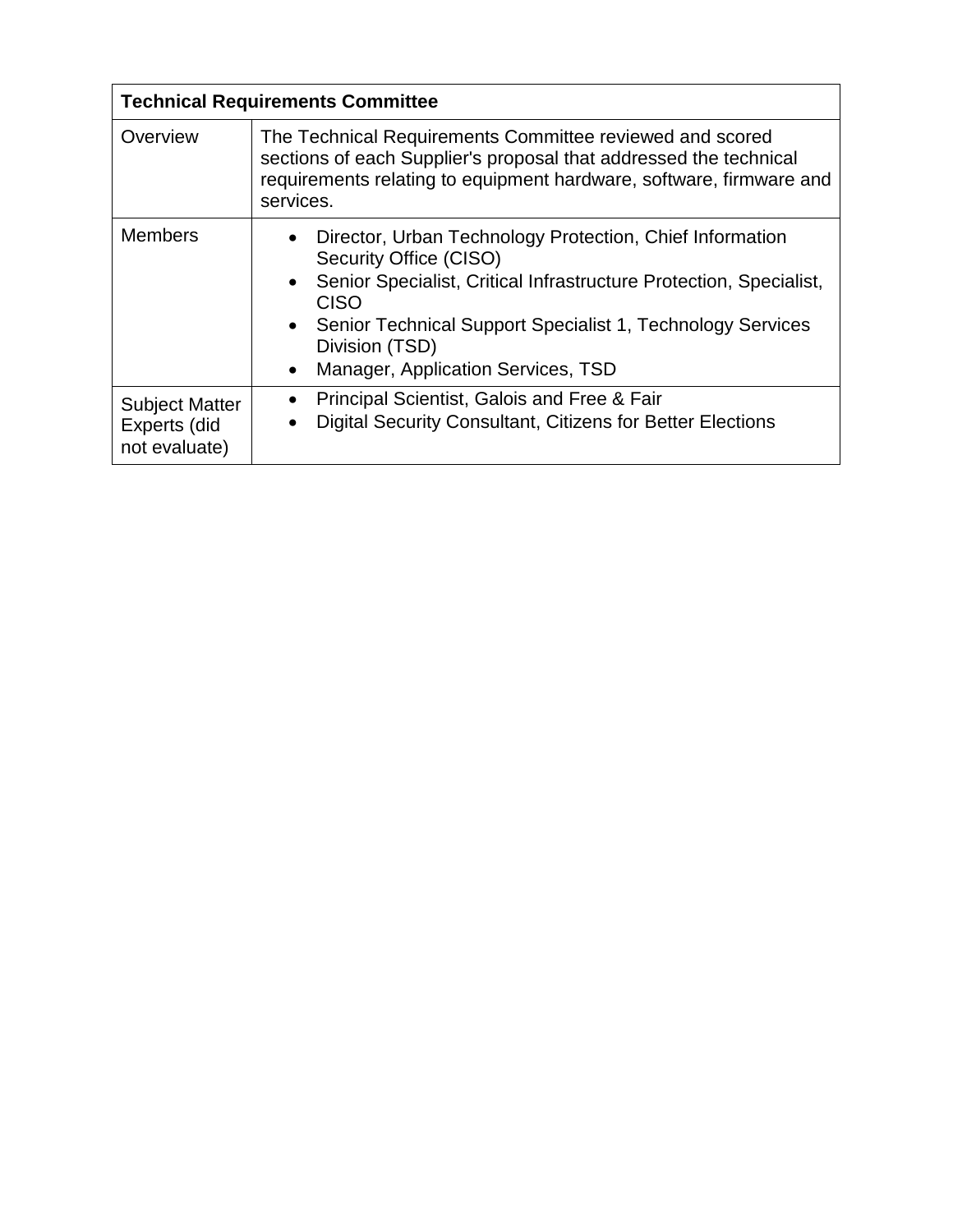| Technical Requirements Committee | |
|---|---|
| Overview | The Technical Requirements Committee reviewed and scored sections of each Supplier's proposal that addressed the technical requirements relating to equipment hardware, software, firmware and services. |
| Members | • Director, Urban Technology Protection, Chief Information Security Office (CISO)<br>• Senior Specialist, Critical Infrastructure Protection, Specialist, CISO<br>• Senior Technical Support Specialist 1, Technology Services Division (TSD)<br>• Manager, Application Services, TSD |
| Subject Matter Experts (did not evaluate) | • Principal Scientist, Galois and Free & Fair<br>• Digital Security Consultant, Citizens for Better Elections |